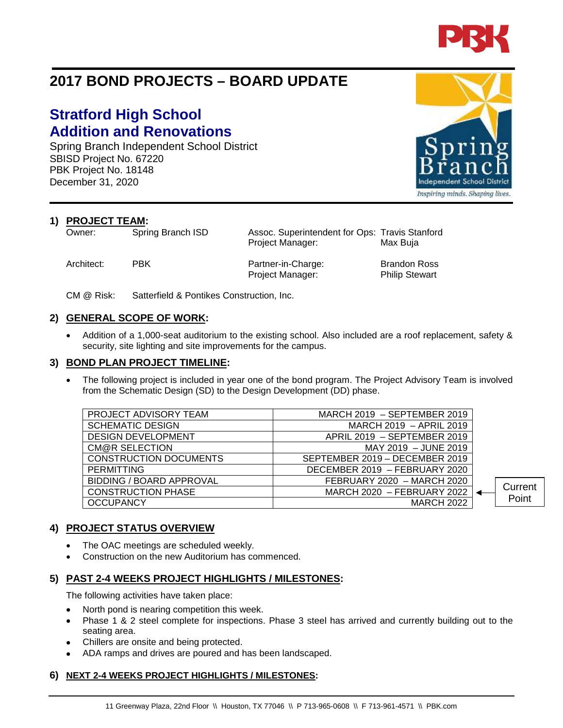# 2017 BOND PROJECTS – BOARD UPDATE

## Stratford High School
## Addition and Renovations

Spring Branch Independent School District
SBISD Project No. 67220
PBK Project No. 18148
December 31, 2020

### 1) PROJECT TEAM:

| | | | |
|---|---|---|---|
| Owner: | Spring Branch ISD | Assoc. Superintendent for Ops: | Travis Stanford |
| | | Project Manager: | Max Buja |
| Architect: | PBK | Partner-in-Charge: | Brandon Ross |
| | | Project Manager: | Philip Stewart |

CM @ Risk: Satterfield & Pontikes Construction, Inc.

### 2) GENERAL SCOPE OF WORK:

- Addition of a 1,000-seat auditorium to the existing school. Also included are a roof replacement, safety & security, site lighting and site improvements for the campus.

### 3) BOND PLAN PROJECT TIMELINE:

- The following project is included in year one of the bond program. The Project Advisory Team is involved from the Schematic Design (SD) to the Design Development (DD) phase.

| | | |
|---|---|---|
| PROJECT ADVISORY TEAM | MARCH 2019 – SEPTEMBER 2019 | |
| SCHEMATIC DESIGN | MARCH 2019 – APRIL 2019 | |
| DESIGN DEVELOPMENT | APRIL 2019 – SEPTEMBER 2019 | |
| CM@R SELECTION | MAY 2019 – JUNE 2019 | |
| CONSTRUCTION DOCUMENTS | SEPTEMBER 2019 – DECEMBER 2019 | |
| PERMITTING | DECEMBER 2019 – FEBRUARY 2020 | |
| BIDDING / BOARD APPROVAL | FEBRUARY 2020 – MARCH 2020 | |
| CONSTRUCTION PHASE | MARCH 2020 – FEBRUARY 2022 | ← Current Point |
| OCCUPANCY | MARCH 2022 | |

### 4) PROJECT STATUS OVERVIEW

- The OAC meetings are scheduled weekly.
- Construction on the new Auditorium has commenced.

### 5) PAST 2-4 WEEKS PROJECT HIGHLIGHTS / MILESTONES:

The following activities have taken place:

- North pond is nearing competition this week.
- Phase 1 & 2 steel complete for inspections. Phase 3 steel has arrived and currently building out to the seating area.
- Chillers are onsite and being protected.
- ADA ramps and drives are poured and has been landscaped.

### 6) NEXT 2-4 WEEKS PROJECT HIGHLIGHTS / MILESTONES: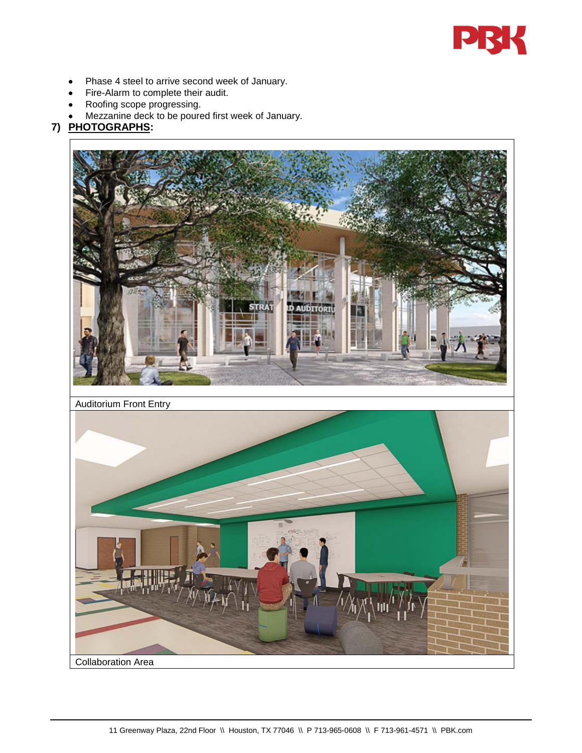- Phase 4 steel to arrive second week of January.
- Fire-Alarm to complete their audit.
- Roofing scope progressing.
- Mezzanine deck to be poured first week of January.

## 7) PHOTOGRAPHS:

Auditorium Front Entry

Collaboration Area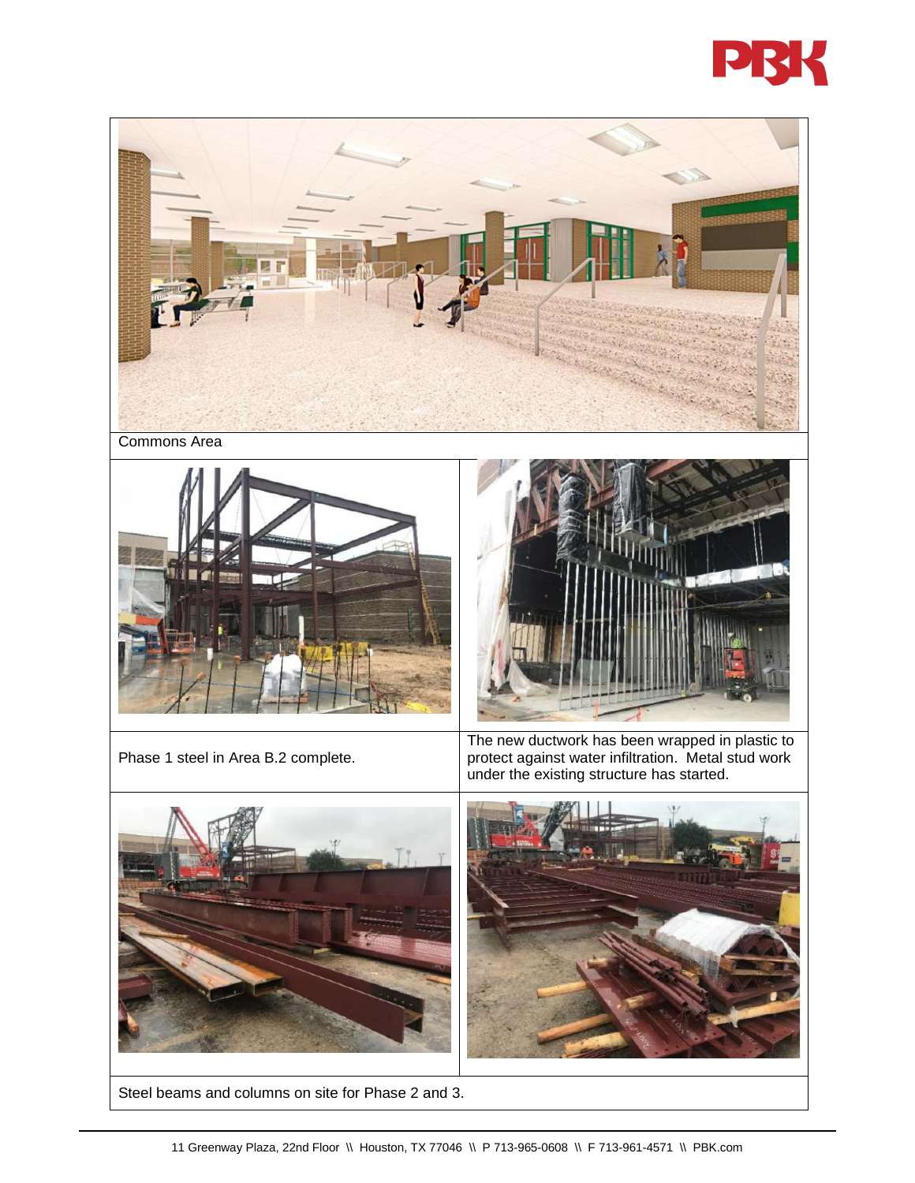Commons Area

| | |
|---|---|
| Phase 1 steel in Area B.2 complete. | The new ductwork has been wrapped in plastic to protect against water infiltration. Metal stud work under the existing structure has started. |

Steel beams and columns on site for Phase 2 and 3.